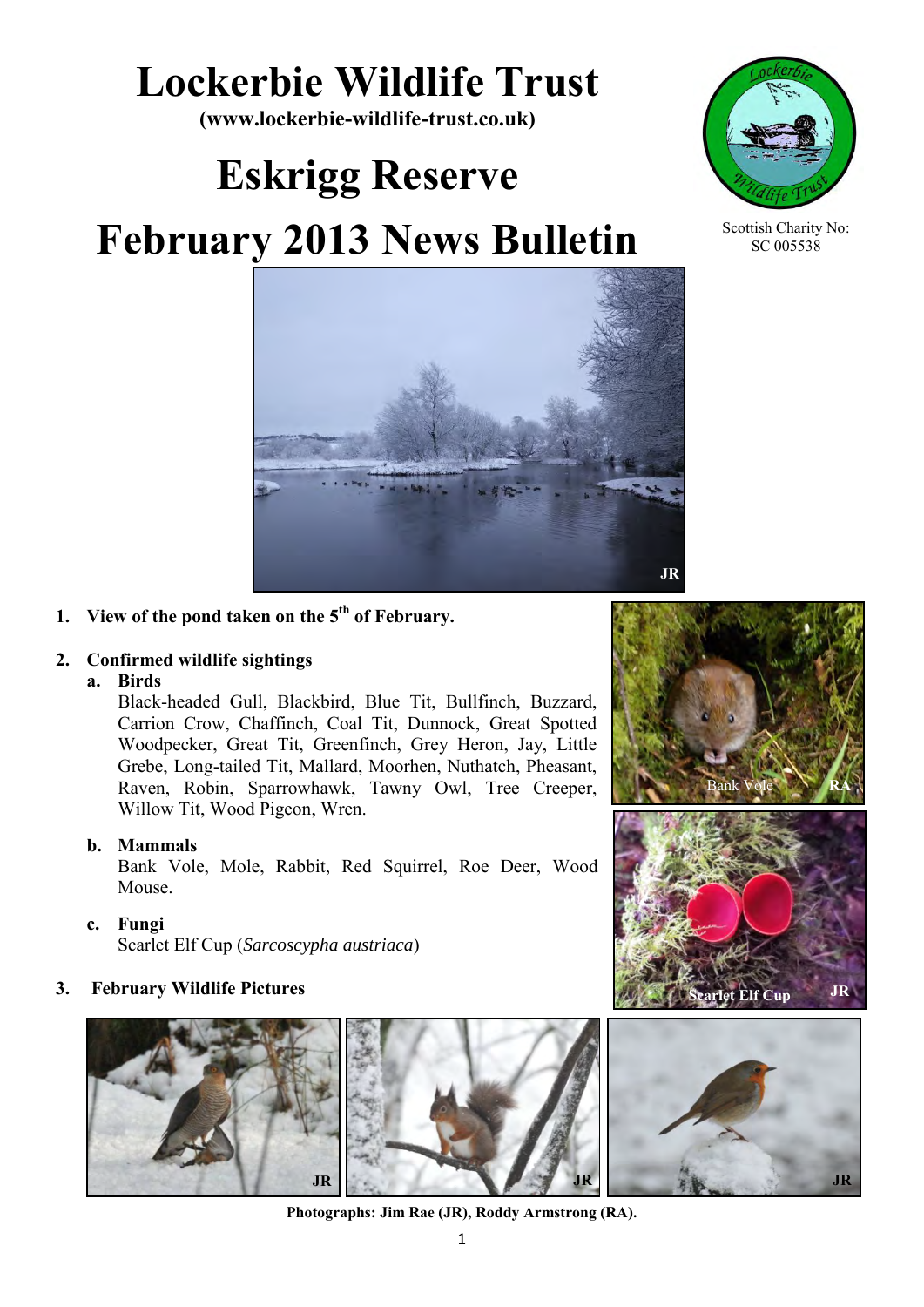# Lockerbie Wildlife Trust

**(www.lockerbie-wildlife-trust.co.uk)**

# Eskrigg Reserve

# February 2013 News Bulletin

Scottish Charity No: SC 005538

1. **View of the pond taken on the 5th of February.**

2. **Confirmed wildlife sightings**

   a. **Birds**

   Black-headed Gull, Blackbird, Blue Tit, Bullfinch, Buzzard, Carrion Crow, Chaffinch, Coal Tit, Dunnock, Great Spotted Woodpecker, Great Tit, Greenfinch, Grey Heron, Jay, Little Grebe, Long-tailed Tit, Mallard, Moorhen, Nuthatch, Pheasant, Raven, Robin, Sparrowhawk, Tawny Owl, Tree Creeper, Willow Tit, Wood Pigeon, Wren.

   b. **Mammals**

   Bank Vole, Mole, Rabbit, Red Squirrel, Roe Deer, Wood Mouse.

   c. **Fungi**

   Scarlet Elf Cup (*Sarcoscypha austriaca*)

3. **February Wildlife Pictures**

Bank Vole RA

Scarlet Elf Cup JR

**Photographs: Jim Rae (JR), Roddy Armstrong (RA).**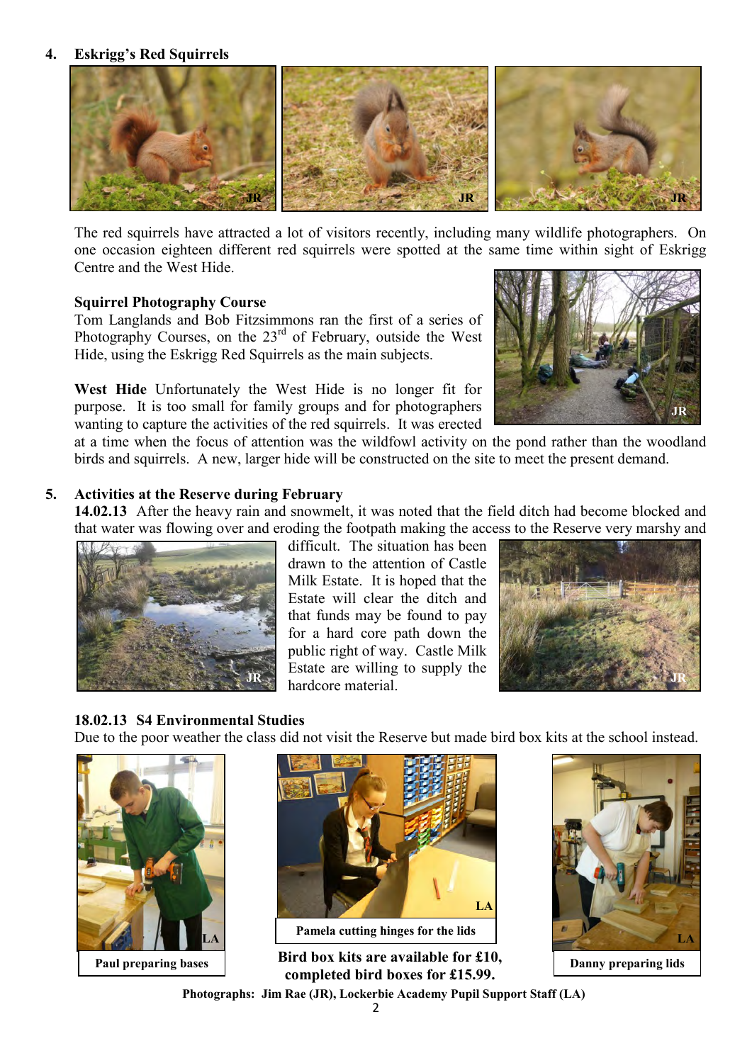## 4. Eskrigg's Red Squirrels

The red squirrels have attracted a lot of visitors recently, including many wildlife photographers. On one occasion eighteen different red squirrels were spotted at the same time within sight of Eskrigg Centre and the West Hide.

**Squirrel Photography Course**
Tom Langlands and Bob Fitzsimmons ran the first of a series of Photography Courses, on the 23rd of February, outside the West Hide, using the Eskrigg Red Squirrels as the main subjects.

**West Hide** Unfortunately the West Hide is no longer fit for purpose. It is too small for family groups and for photographers wanting to capture the activities of the red squirrels. It was erected at a time when the focus of attention was the wildfowl activity on the pond rather than the woodland birds and squirrels. A new, larger hide will be constructed on the site to meet the present demand.

## 5. Activities at the Reserve during February

**14.02.13** After the heavy rain and snowmelt, it was noted that the field ditch had become blocked and that water was flowing over and eroding the footpath making the access to the Reserve very marshy and difficult. The situation has been drawn to the attention of Castle Milk Estate. It is hoped that the Estate will clear the ditch and that funds may be found to pay for a hard core path down the public right of way. Castle Milk Estate are willing to supply the hardcore material.

**18.02.13 S4 Environmental Studies**
Due to the poor weather the class did not visit the Reserve but made bird box kits at the school instead.

**Paul preparing bases**

**Pamela cutting hinges for the lids**

**Danny preparing lids**

**Bird box kits are available for £10, completed bird boxes for £15.99.**

**Photographs: Jim Rae (JR), Lockerbie Academy Pupil Support Staff (LA)**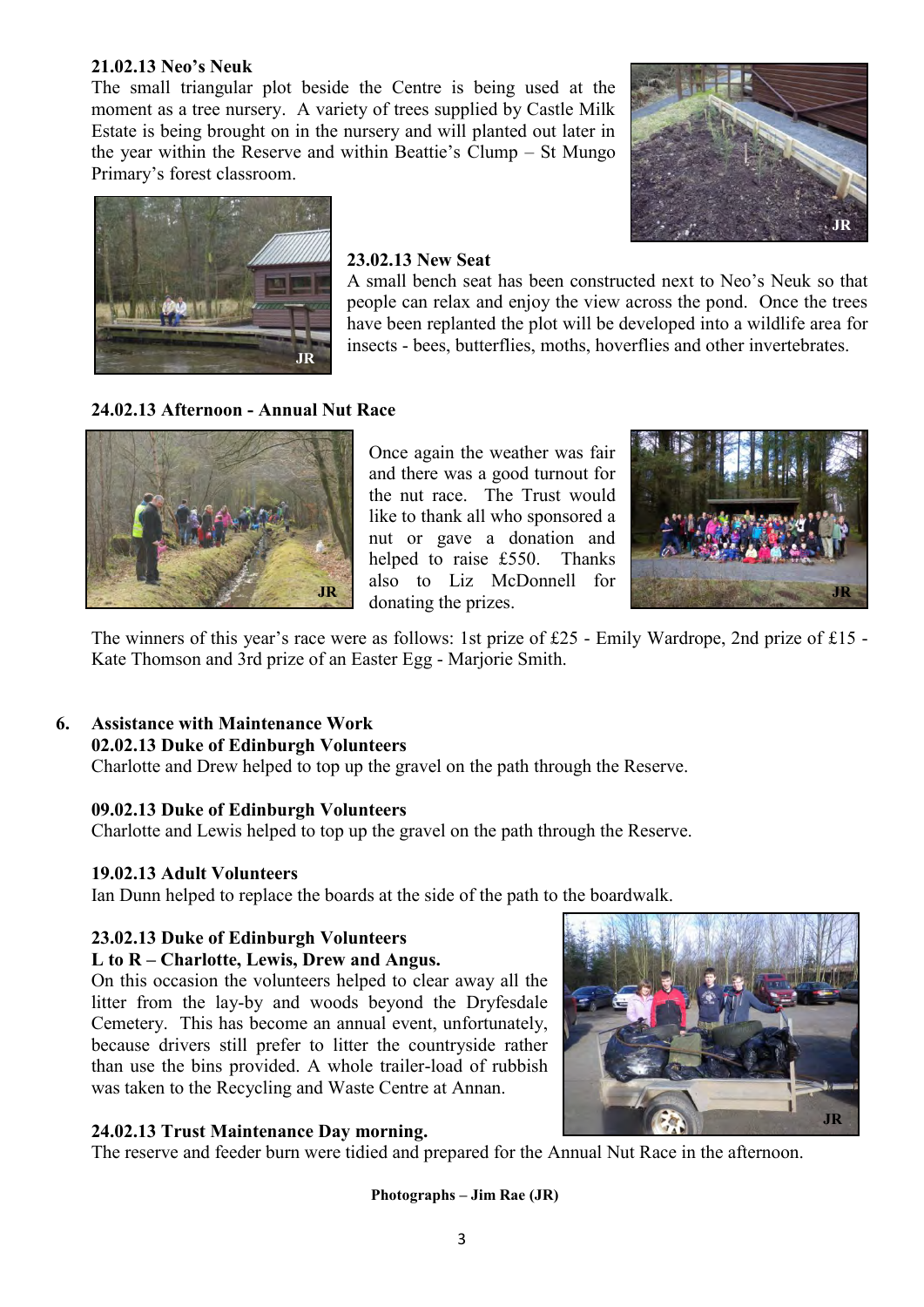**21.02.13 Neo's Neuk**

The small triangular plot beside the Centre is being used at the moment as a tree nursery. A variety of trees supplied by Castle Milk Estate is being brought on in the nursery and will planted out later in the year within the Reserve and within Beattie's Clump – St Mungo Primary's forest classroom.

**23.02.13 New Seat**

A small bench seat has been constructed next to Neo's Neuk so that people can relax and enjoy the view across the pond. Once the trees have been replanted the plot will be developed into a wildlife area for insects - bees, butterflies, moths, hoverflies and other invertebrates.

**24.02.13 Afternoon - Annual Nut Race**

Once again the weather was fair and there was a good turnout for the nut race. The Trust would like to thank all who sponsored a nut or gave a donation and helped to raise £550. Thanks also to Liz McDonnell for donating the prizes.

The winners of this year's race were as follows: 1st prize of £25 - Emily Wardrope, 2nd prize of £15 - Kate Thomson and 3rd prize of an Easter Egg - Marjorie Smith.

## 6. Assistance with Maintenance Work

**02.02.13 Duke of Edinburgh Volunteers**

Charlotte and Drew helped to top up the gravel on the path through the Reserve.

**09.02.13 Duke of Edinburgh Volunteers**

Charlotte and Lewis helped to top up the gravel on the path through the Reserve.

**19.02.13 Adult Volunteers**

Ian Dunn helped to replace the boards at the side of the path to the boardwalk.

**23.02.13 Duke of Edinburgh Volunteers**

**L to R – Charlotte, Lewis, Drew and Angus.**

On this occasion the volunteers helped to clear away all the litter from the lay-by and woods beyond the Dryfesdale Cemetery. This has become an annual event, unfortunately, because drivers still prefer to litter the countryside rather than use the bins provided. A whole trailer-load of rubbish was taken to the Recycling and Waste Centre at Annan.

**24.02.13 Trust Maintenance Day morning.**

The reserve and feeder burn were tidied and prepared for the Annual Nut Race in the afternoon.

**Photographs – Jim Rae (JR)**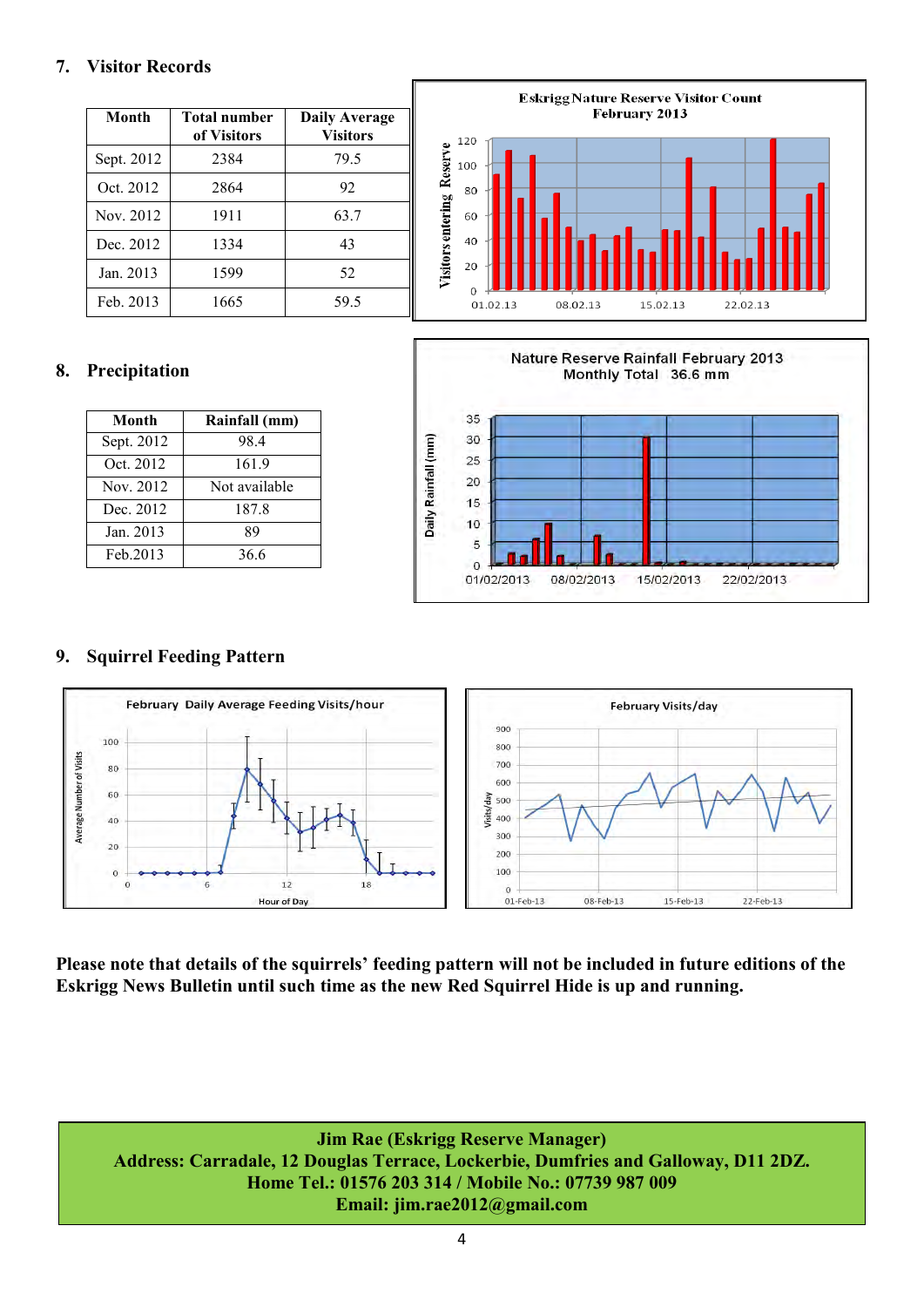## 7. Visitor Records

| Month | Total number of Visitors | Daily Average Visitors |
|---|---|---|
| Sept. 2012 | 2384 | 79.5 |
| Oct. 2012 | 2864 | 92 |
| Nov. 2012 | 1911 | 63.7 |
| Dec. 2012 | 1334 | 43 |
| Jan. 2013 | 1599 | 52 |
| Feb. 2013 | 1665 | 59.5 |

Eskrigg Nature Reserve Visitor Count
February 2013

Visitors entering Reserve

120
100
80
60
40
20
0

01.02.13
08.02.13
15.02.13
22.02.13

## 8. Precipitation

| Month | Rainfall (mm) |
|---|---|
| Sept. 2012 | 98.4 |
| Oct. 2012 | 161.9 |
| Nov. 2012 | Not available |
| Dec. 2012 | 187.8 |
| Jan. 2013 | 89 |
| Feb.2013 | 36.6 |

Nature Reserve Rainfall February 2013
Monthly Total 36.6 mm

Daily Rainfall (mm)

35
30
25
20
15
10
5
0

01/02/2013
08/02/2013
15/02/2013
22/02/2013

## 9. Squirrel Feeding Pattern

February Daily Average Feeding Visits/hour

Average Number of Visits

100
80
60
40
20
0

0
6
12
18

Hour of Day

February Visits/day

Visits/day

900
800
700
600
500
400
300
200
100
0

01-Feb-13
08-Feb-13
15-Feb-13
22-Feb-13

**Please note that details of the squirrels' feeding pattern will not be included in future editions of the Eskrigg News Bulletin until such time as the new Red Squirrel Hide is up and running.**

**Jim Rae (Eskrigg Reserve Manager)**
**Address: Carradale, 12 Douglas Terrace, Lockerbie, Dumfries and Galloway, D11 2DZ.**
**Home Tel.: 01576 203 314 / Mobile No.: 07739 987 009**
**Email: jim.rae2012@gmail.com**